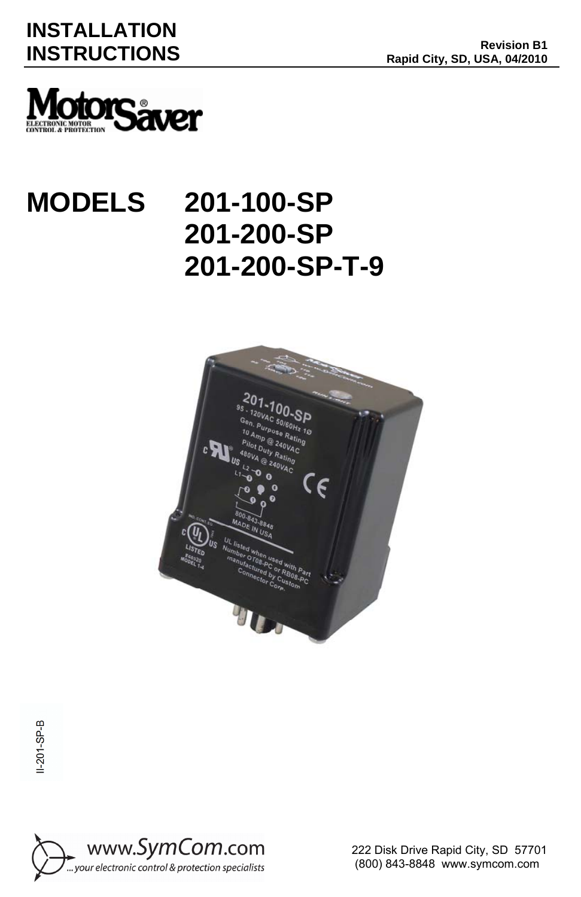# INSTALLATION INSTRUCTIONS

**Revision B1**
**Rapid City, SD, USA, 04/2010**

MotorSaver®
ELECTRONIC MOTOR CONTROL & PROTECTION

# MODELS 201-100-SP
# 201-200-SP
# 201-200-SP-T-9

II-201-SP-B

www.SymCom.com
...your electronic control & protection specialists

222 Disk Drive Rapid City, SD 57701
(800) 843-8848 www.symcom.com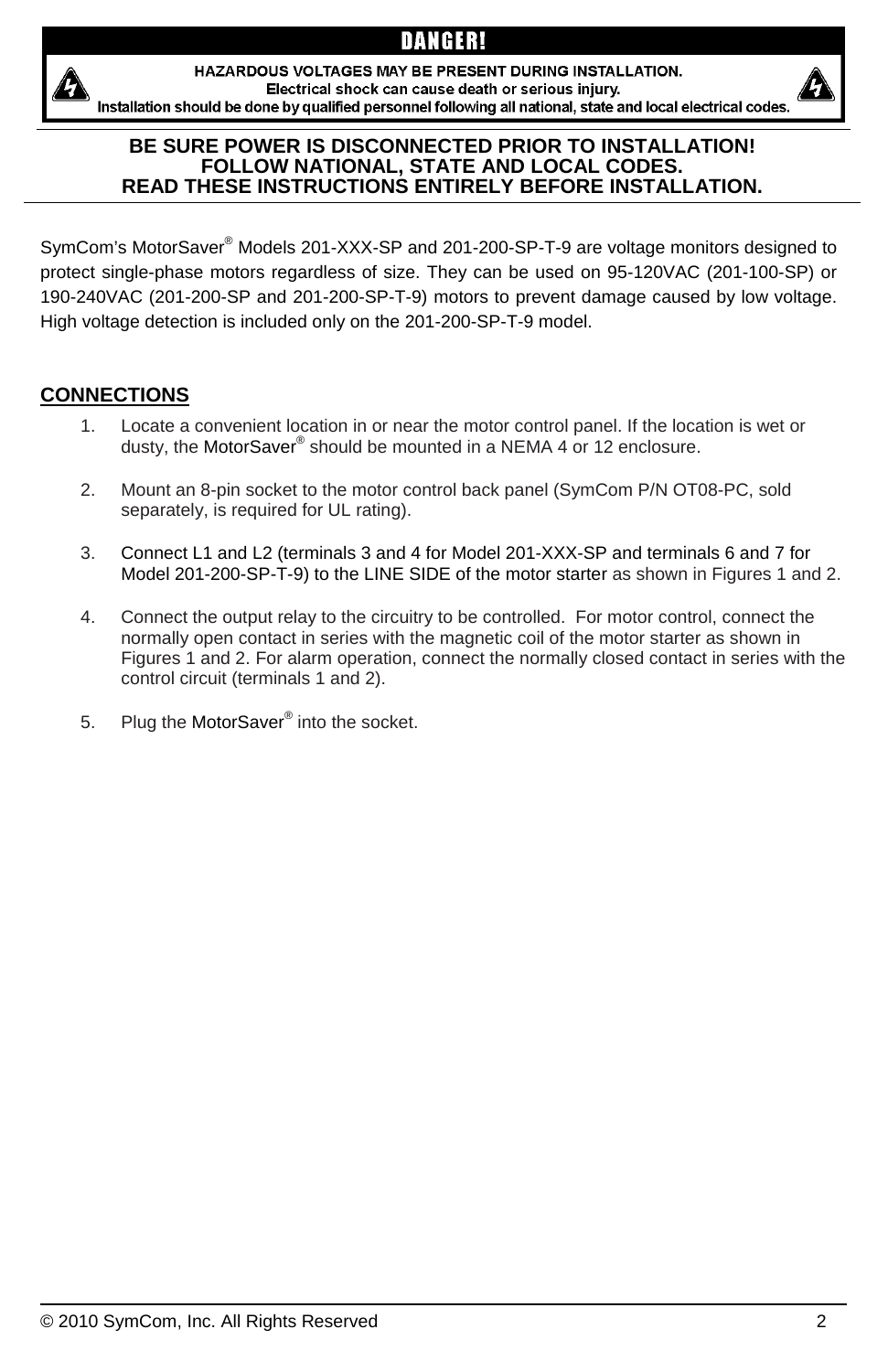**DANGER!**

**HAZARDOUS VOLTAGES MAY BE PRESENT DURING INSTALLATION.**
**Electrical shock can cause death or serious injury.**
**Installation should be done by qualified personnel following all national, state and local electrical codes.**

**BE SURE POWER IS DISCONNECTED PRIOR TO INSTALLATION!**
**FOLLOW NATIONAL, STATE AND LOCAL CODES.**
**READ THESE INSTRUCTIONS ENTIRELY BEFORE INSTALLATION.**

SymCom's MotorSaver® Models 201-XXX-SP and 201-200-SP-T-9 are voltage monitors designed to protect single-phase motors regardless of size. They can be used on 95-120VAC (201-100-SP) or 190-240VAC (201-200-SP and 201-200-SP-T-9) motors to prevent damage caused by low voltage. High voltage detection is included only on the 201-200-SP-T-9 model.

## CONNECTIONS

1. Locate a convenient location in or near the motor control panel. If the location is wet or dusty, the MotorSaver® should be mounted in a NEMA 4 or 12 enclosure.

2. Mount an 8-pin socket to the motor control back panel (SymCom P/N OT08-PC, sold separately, is required for UL rating).

3. Connect L1 and L2 (terminals 3 and 4 for Model 201-XXX-SP and terminals 6 and 7 for Model 201-200-SP-T-9) to the LINE SIDE of the motor starter as shown in Figures 1 and 2.

4. Connect the output relay to the circuitry to be controlled. For motor control, connect the normally open contact in series with the magnetic coil of the motor starter as shown in Figures 1 and 2. For alarm operation, connect the normally closed contact in series with the control circuit (terminals 1 and 2).

5. Plug the MotorSaver® into the socket.

© 2010 SymCom, Inc. All Rights Reserved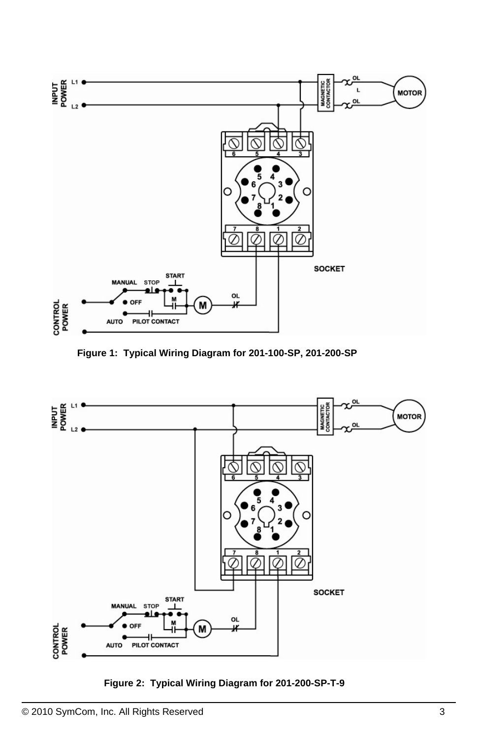INPUT POWER

L1

L2

MAGNETIC CONTACTOR

OL

L

OL

MOTOR

6 5 4 3

5 4

6 3

7 2

8 1

7 8 1 2

SOCKET

MANUAL

STOP

START

M

OFF

M

OL

AUTO

PILOT CONTACT

CONTROL POWER

Figure 1: Typical Wiring Diagram for 201-100-SP, 201-200-SP

INPUT POWER

L1

L2

MAGNETIC CONTACTOR

OL

OL

MOTOR

6 5 4 3

5 4

6 3

7 2

8 1

7 8 1 2

SOCKET

MANUAL

STOP

START

M

OFF

M

OL

AUTO

PILOT CONTACT

CONTROL POWER

Figure 2: Typical Wiring Diagram for 201-200-SP-T-9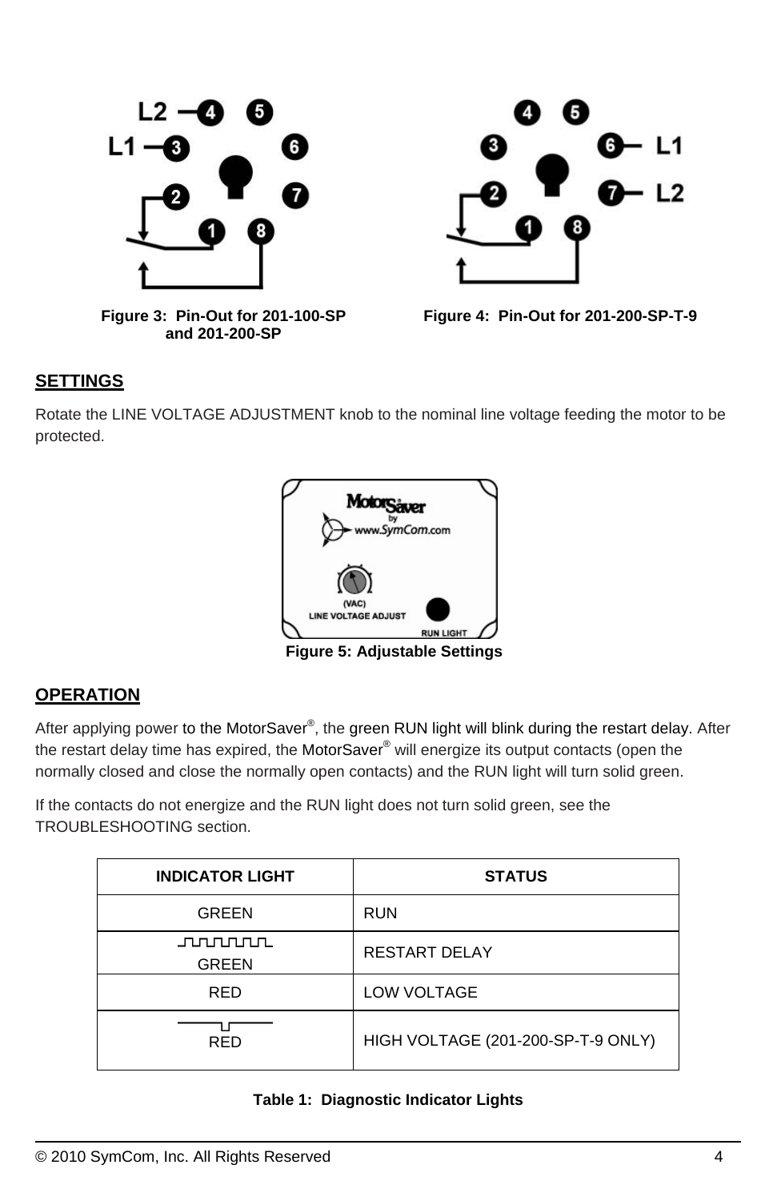L2 — 4 5
L1 — 3 6
2 7
1 8

Figure 3: Pin-Out for 201-100-SP and 201-200-SP

4 5
3 6 — L1
2 7 — L2
1 8

Figure 4: Pin-Out for 201-200-SP-T-9

## SETTINGS

Rotate the LINE VOLTAGE ADJUSTMENT knob to the nominal line voltage feeding the motor to be protected.

MotorSaver by www.SymCom.com

(VAC)
LINE VOLTAGE ADJUST

RUN LIGHT

**Figure 5: Adjustable Settings**

## OPERATION

After applying power to the MotorSaver®, the green RUN light will blink during the restart delay. After the restart delay time has expired, the MotorSaver® will energize its output contacts (open the normally closed and close the normally open contacts) and the RUN light will turn solid green.

If the contacts do not energize and the RUN light does not turn solid green, see the TROUBLESHOOTING section.

| INDICATOR LIGHT | STATUS |
|---|---|
| GREEN | RUN |
| GREEN (blinking) | RESTART DELAY |
| RED | LOW VOLTAGE |
| RED (occasional blink) | HIGH VOLTAGE (201-200-SP-T-9 ONLY) |

**Table 1: Diagnostic Indicator Lights**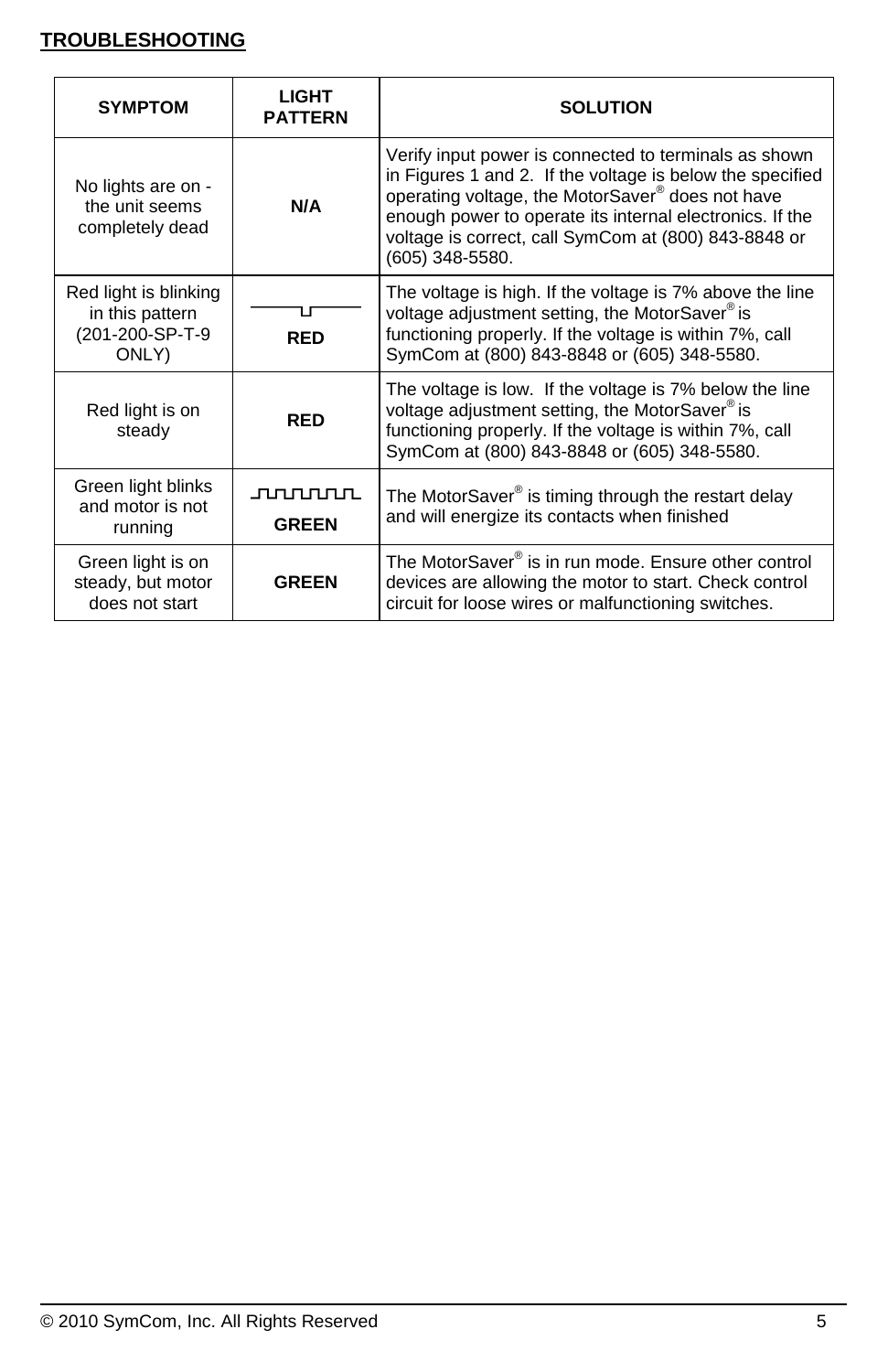## TROUBLESHOOTING

| SYMPTOM | LIGHT PATTERN | SOLUTION |
|---|---|---|
| No lights are on - the unit seems completely dead | N/A | Verify input power is connected to terminals as shown in Figures 1 and 2. If the voltage is below the specified operating voltage, the MotorSaver® does not have enough power to operate its internal electronics. If the voltage is correct, call SymCom at (800) 843-8848 or (605) 348-5580. |
| Red light is blinking in this pattern (201-200-SP-T-9 ONLY) | RED | The voltage is high. If the voltage is 7% above the line voltage adjustment setting, the MotorSaver® is functioning properly. If the voltage is within 7%, call SymCom at (800) 843-8848 or (605) 348-5580. |
| Red light is on steady | RED | The voltage is low. If the voltage is 7% below the line voltage adjustment setting, the MotorSaver® is functioning properly. If the voltage is within 7%, call SymCom at (800) 843-8848 or (605) 348-5580. |
| Green light blinks and motor is not running | GREEN | The MotorSaver® is timing through the restart delay and will energize its contacts when finished |
| Green light is on steady, but motor does not start | GREEN | The MotorSaver® is in run mode. Ensure other control devices are allowing the motor to start. Check control circuit for loose wires or malfunctioning switches. |

© 2010 SymCom, Inc. All Rights Reserved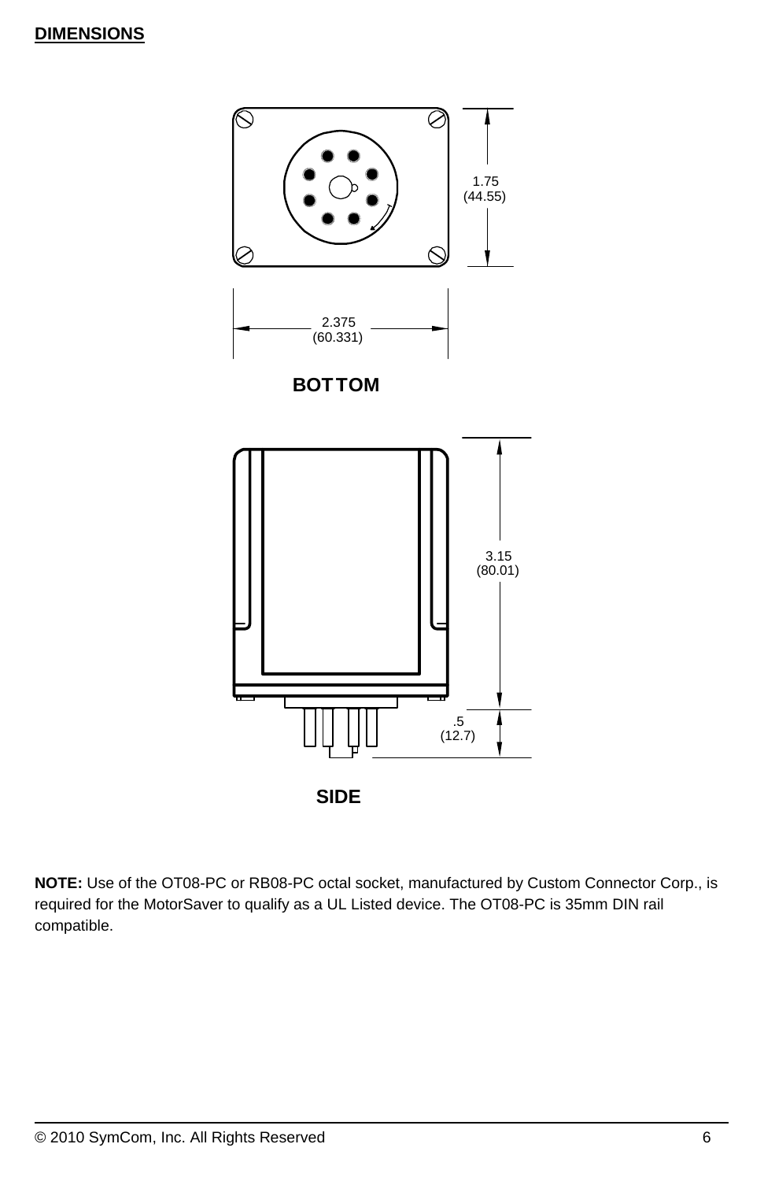## DIMENSIONS

1.75
(44.55)

2.375
(60.331)

BOTTOM

3.15
(80.01)

.5
(12.7)

SIDE

**NOTE:** Use of the OT08-PC or RB08-PC octal socket, manufactured by Custom Connector Corp., is required for the MotorSaver to qualify as a UL Listed device. The OT08-PC is 35mm DIN rail compatible.

© 2010 SymCom, Inc. All Rights Reserved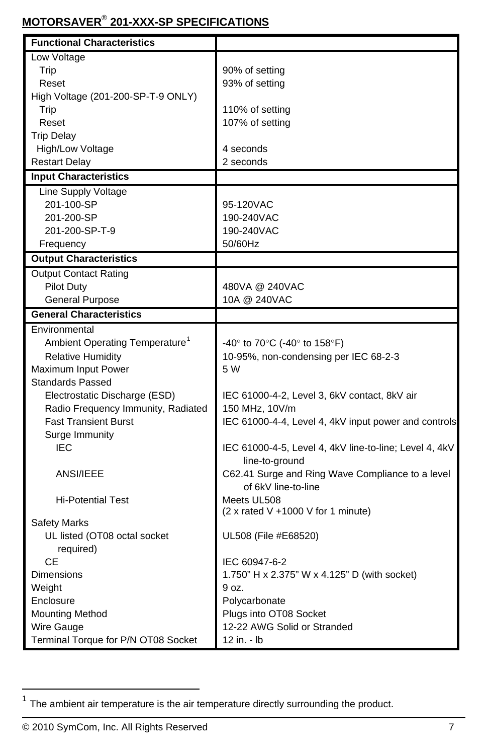## MOTORSAVER® 201-XXX-SP SPECIFICATIONS

| Functional Characteristics | |
|---|---|
| Low Voltage | |
| Trip | 90% of setting |
| Reset | 93% of setting |
| High Voltage (201-200-SP-T-9 ONLY) | |
| Trip | 110% of setting |
| Reset | 107% of setting |
| Trip Delay | |
| High/Low Voltage | 4 seconds |
| Restart Delay | 2 seconds |
| **Input Characteristics** | |
| Line Supply Voltage | |
| 201-100-SP | 95-120VAC |
| 201-200-SP | 190-240VAC |
| 201-200-SP-T-9 | 190-240VAC |
| Frequency | 50/60Hz |
| **Output Characteristics** | |
| Output Contact Rating | |
| Pilot Duty | 480VA @ 240VAC |
| General Purpose | 10A @ 240VAC |
| **General Characteristics** | |
| Environmental | |
| Ambient Operating Temperature[1] | -40° to 70°C (-40° to 158°F) |
| Relative Humidity | 10-95%, non-condensing per IEC 68-2-3 |
| Maximum Input Power | 5 W |
| Standards Passed | |
| Electrostatic Discharge (ESD) | IEC 61000-4-2, Level 3, 6kV contact, 8kV air |
| Radio Frequency Immunity, Radiated | 150 MHz, 10V/m |
| Fast Transient Burst | IEC 61000-4-4, Level 4, 4kV input power and controls |
| Surge Immunity | |
| IEC | IEC 61000-4-5, Level 4, 4kV line-to-line; Level 4, 4kV line-to-ground |
| ANSI/IEEE | C62.41 Surge and Ring Wave Compliance to a level of 6kV line-to-line |
| Hi-Potential Test | Meets UL508 (2 x rated V +1000 V for 1 minute) |
| Safety Marks | |
| UL listed (OT08 octal socket required) | UL508 (File #E68520) |
| CE | IEC 60947-6-2 |
| Dimensions | 1.750” H x 2.375” W x 4.125” D (with socket) |
| Weight | 9 oz. |
| Enclosure | Polycarbonate |
| Mounting Method | Plugs into OT08 Socket |
| Wire Gauge | 12-22 AWG Solid or Stranded |
| Terminal Torque for P/N OT08 Socket | 12 in. - lb |

[1] The ambient air temperature is the air temperature directly surrounding the product.

© 2010 SymCom, Inc. All Rights Reserved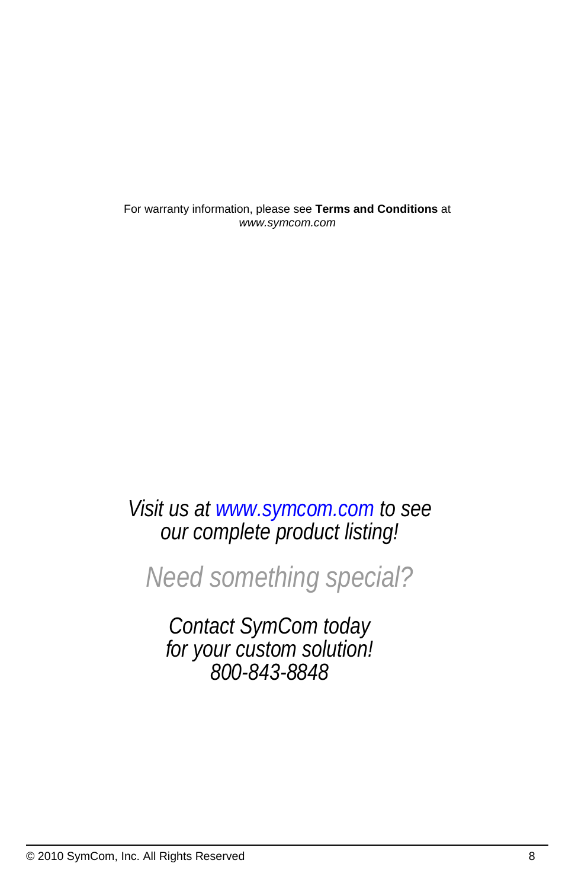For warranty information, please see **Terms and Conditions** at
*www.symcom.com*

*Visit us at www.symcom.com to see our complete product listing!*

*Need something special?*

*Contact SymCom today for your custom solution!*
*800-843-8848*

© 2010 SymCom, Inc. All Rights Reserved